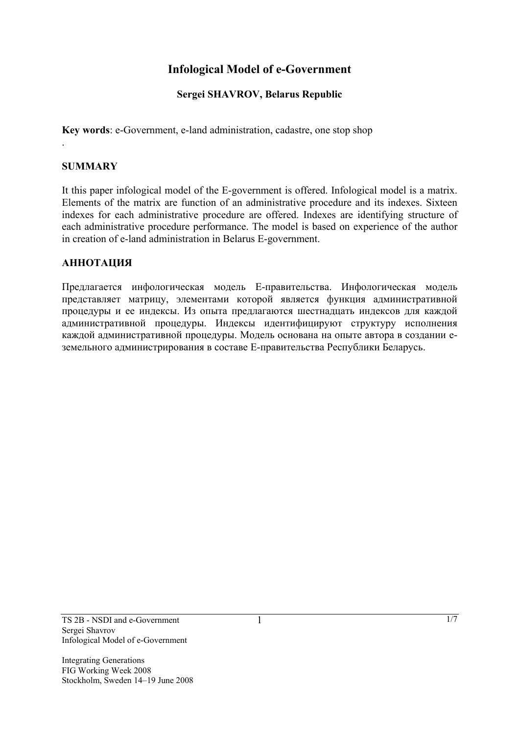# Infological Model of e-Government

**Sergei SHAVROV, Belarus Republic**

**Key words**: e-Government, e-land administration, cadastre, one stop shop

.

## SUMMARY

It this paper infological model of the E-government is offered. Infological model is a matrix. Elements of the matrix are function of an administrative procedure and its indexes. Sixteen indexes for each administrative procedure are offered. Indexes are identifying structure of each administrative procedure performance. The model is based on experience of the author in creation of e-land administration in Belarus E-government.

## АННОТАЦИЯ

Предлагается инфологическая модель Е-правительства. Инфологическая модель представляет матрицу, элементами которой является функция административной процедуры и ее индексы. Из опыта предлагаются шестнадцать индексов для каждой административной процедуры. Индексы идентифицируют структуру исполнения каждой административной процедуры. Модель основана на опыте автора в создании е-земельного администрирования в составе Е-правительства Республики Беларусь.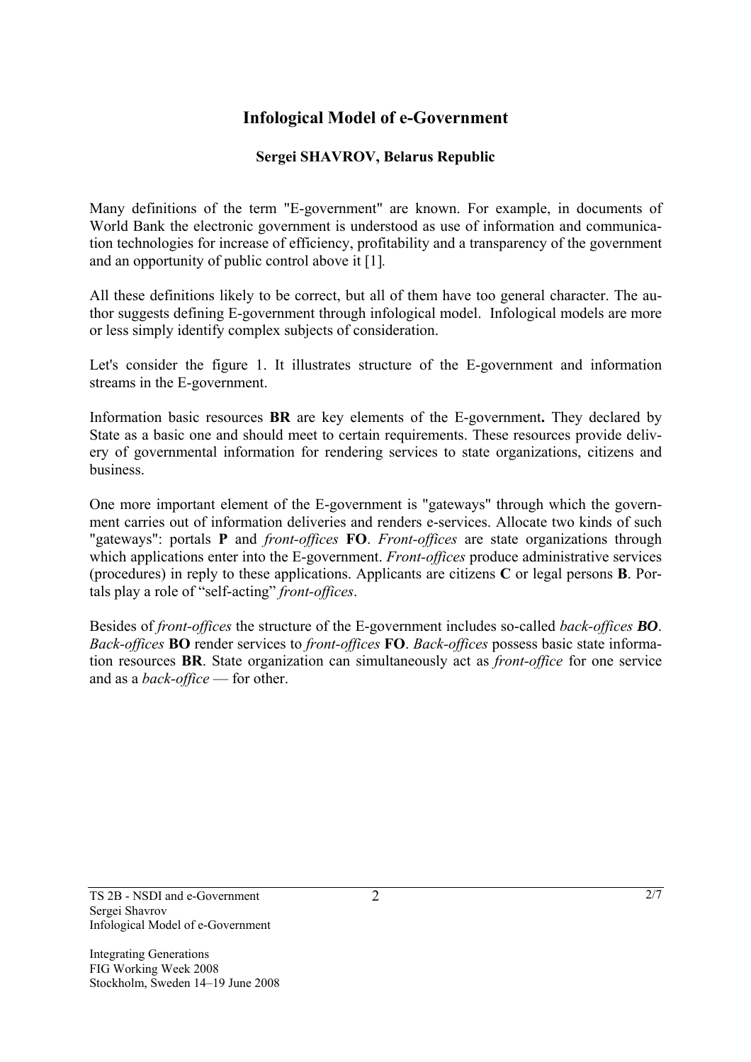# Infological Model of e-Government

**Sergei SHAVROV, Belarus Republic**

Many definitions of the term "E-government" are known. For example, in documents of World Bank the electronic government is understood as use of information and communication technologies for increase of efficiency, profitability and a transparency of the government and an opportunity of public control above it [1].

All these definitions likely to be correct, but all of them have too general character. The author suggests defining E-government through infological model. Infological models are more or less simply identify complex subjects of consideration.

Let's consider the figure 1. It illustrates structure of the E-government and information streams in the E-government.

Information basic resources **BR** are key elements of the E-government**.** They declared by State as a basic one and should meet to certain requirements. These resources provide delivery of governmental information for rendering services to state organizations, citizens and business.

One more important element of the E-government is "gateways" through which the government carries out of information deliveries and renders e-services. Allocate two kinds of such "gateways": portals **P** and *front-offices* **FO**. *Front-offices* are state organizations through which applications enter into the E-government. *Front-offices* produce administrative services (procedures) in reply to these applications. Applicants are citizens **C** or legal persons **B**. Portals play a role of "self-acting" *front-offices*.

Besides of *front-offices* the structure of the E-government includes so-called *back-offices* ***BO***. *Back-offices* **BO** render services to *front-offices* **FO**. *Back-offices* possess basic state information resources **BR**. State organization can simultaneously act as *front-office* for one service and as a *back-office* — for other.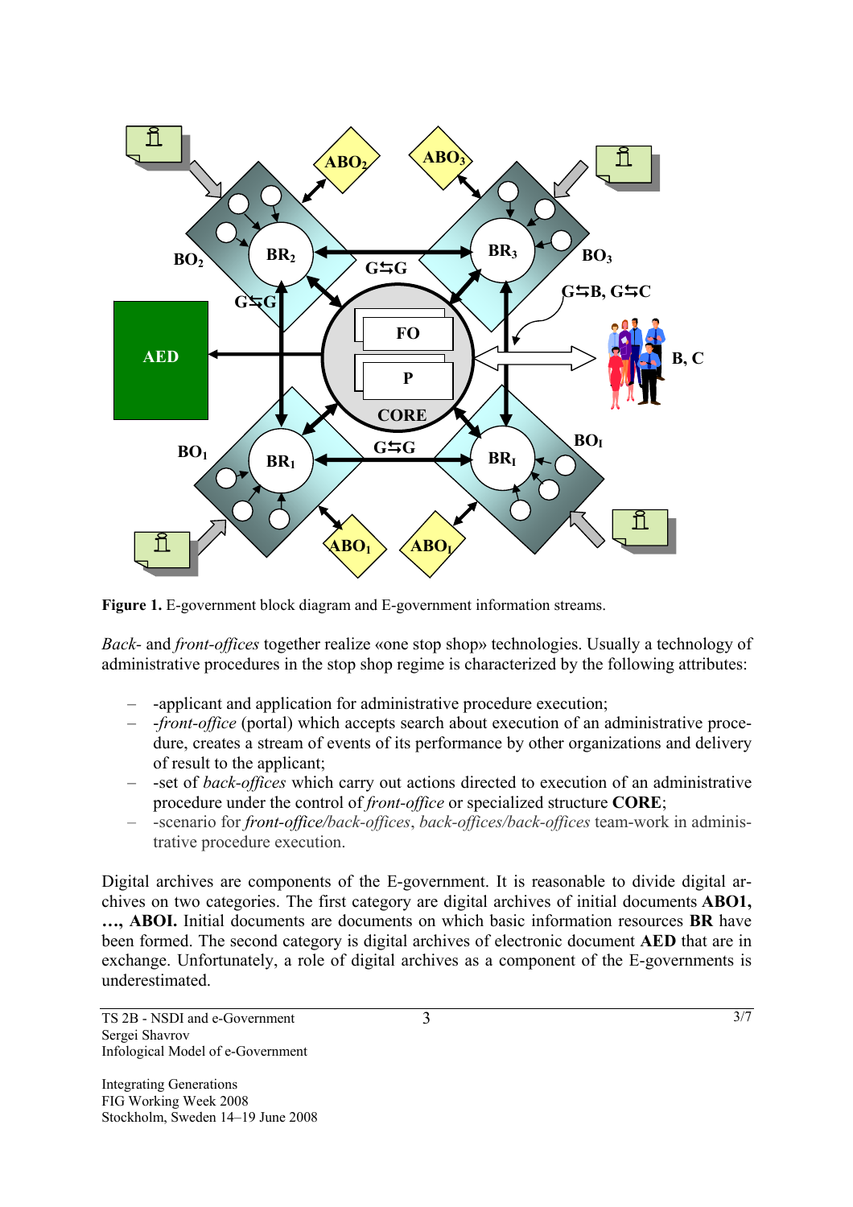**Figure 1.** E-government block diagram and E-government information streams.

*Back-* and *front-offices* together realize «one stop shop» technologies. Usually a technology of administrative procedures in the stop shop regime is characterized by the following attributes:

- -applicant and application for administrative procedure execution;
- -*front-office* (portal) which accepts search about execution of an administrative procedure, creates a stream of events of its performance by other organizations and delivery of result to the applicant;
- -set of *back-offices* which carry out actions directed to execution of an administrative procedure under the control of *front-office* or specialized structure **CORE**;
- -scenario for *front-office/back-offices*, *back-offices/back-offices* team-work in administrative procedure execution.

Digital archives are components of the E-government. It is reasonable to divide digital archives on two categories. The first category are digital archives of initial documents **ABO1, …, ABOI.** Initial documents are documents on which basic information resources **BR** have been formed. The second category is digital archives of electronic document **AED** that are in exchange. Unfortunately, a role of digital archives as a component of the E-governments is underestimated.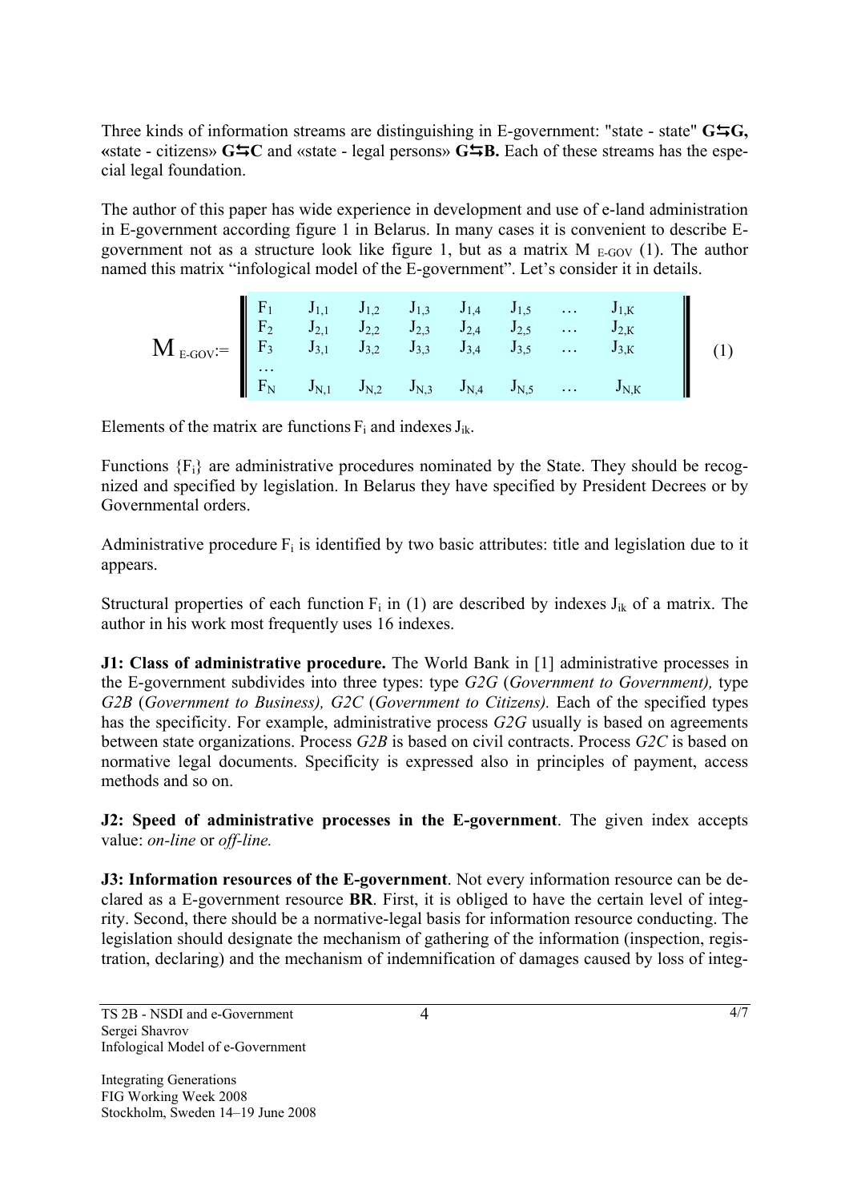Three kinds of information streams are distinguishing in E-government: "state - state" **G⇆G,** «state - citizens» **G⇆C** and «state - legal persons» **G⇆B.** Each of these streams has the especial legal foundation.

The author of this paper has wide experience in development and use of e-land administration in E-government according figure 1 in Belarus. In many cases it is convenient to describe E-government not as a structure look like figure 1, but as a matrix $M_{E\text{-}GOV}$ (1). The author named this matrix "infological model of the E-government". Let's consider it in details.

$$
M_{E\text{-}GOV} := \left\| \begin{matrix} F_1 & J_{1,1} & J_{1,2} & J_{1,3} & J_{1,4} & J_{1,5} & \dots & J_{1,K} \\ F_2 & J_{2,1} & J_{2,2} & J_{2,3} & J_{2,4} & J_{2,5} & \dots & J_{2,K} \\ F_3 & J_{3,1} & J_{3,2} & J_{3,3} & J_{3,4} & J_{3,5} & \dots & J_{3,K} \\ \dots & & & & & & & \\ F_N & J_{N,1} & J_{N,2} & J_{N,3} & J_{N,4} & J_{N,5} & \dots & J_{N,K} \end{matrix} \right\| \quad (1)
$$

Elements of the matrix are functions $F_i$ and indexes $J_{ik}$.

Functions $\{F_i\}$ are administrative procedures nominated by the State. They should be recognized and specified by legislation. In Belarus they have specified by President Decrees or by Governmental orders.

Administrative procedure $F_i$ is identified by two basic attributes: title and legislation due to it appears.

Structural properties of each function $F_i$ in (1) are described by indexes $J_{ik}$ of a matrix. The author in his work most frequently uses 16 indexes.

**J1: Class of administrative procedure.** The World Bank in [1] administrative processes in the E-government subdivides into three types: type *G2G* (*Government to Government),* type *G2B* (*Government to Business), G2C* (*Government to Citizens).* Each of the specified types has the specificity. For example, administrative process *G2G* usually is based on agreements between state organizations. Process *G2B* is based on civil contracts. Process *G2C* is based on normative legal documents. Specificity is expressed also in principles of payment, access methods and so on.

**J2: Speed of administrative processes in the E-government**. The given index accepts value: *on-line* or *off-line.*

**J3: Information resources of the E-government**. Not every information resource can be declared as a E-government resource **BR**. First, it is obliged to have the certain level of integrity. Second, there should be a normative-legal basis for information resource conducting. The legislation should designate the mechanism of gathering of the information (inspection, registration, declaring) and the mechanism of indemnification of damages caused by loss of integ-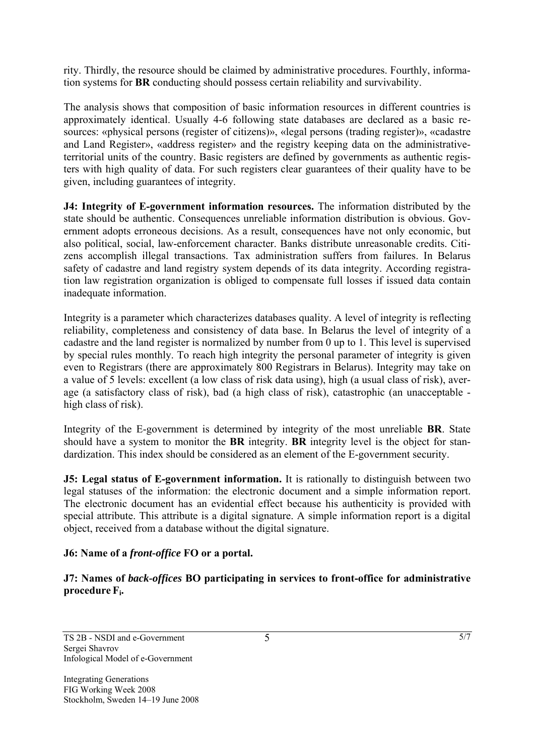rity. Thirdly, the resource should be claimed by administrative procedures. Fourthly, information systems for **BR** conducting should possess certain reliability and survivability.

The analysis shows that composition of basic information resources in different countries is approximately identical. Usually 4-6 following state databases are declared as a basic resources: «physical persons (register of citizens)», «legal persons (trading register)», «cadastre and Land Register», «address register» and the registry keeping data on the administrative-territorial units of the country. Basic registers are defined by governments as authentic registers with high quality of data. For such registers clear guarantees of their quality have to be given, including guarantees of integrity.

**J4: Integrity of E-government information resources.** The information distributed by the state should be authentic. Consequences unreliable information distribution is obvious. Government adopts erroneous decisions. As a result, consequences have not only economic, but also political, social, law-enforcement character. Banks distribute unreasonable credits. Citizens accomplish illegal transactions. Tax administration suffers from failures. In Belarus safety of cadastre and land registry system depends of its data integrity. According registration law registration organization is obliged to compensate full losses if issued data contain inadequate information.

Integrity is a parameter which characterizes databases quality. A level of integrity is reflecting reliability, completeness and consistency of data base. In Belarus the level of integrity of a cadastre and the land register is normalized by number from 0 up to 1. This level is supervised by special rules monthly. To reach high integrity the personal parameter of integrity is given even to Registrars (there are approximately 800 Registrars in Belarus). Integrity may take on a value of 5 levels: excellent (a low class of risk data using), high (a usual class of risk), average (a satisfactory class of risk), bad (a high class of risk), catastrophic (an unacceptable - high class of risk).

Integrity of the E-government is determined by integrity of the most unreliable **BR**. State should have a system to monitor the **BR** integrity. **BR** integrity level is the object for standardization. This index should be considered as an element of the E-government security.

**J5: Legal status of E-government information.** It is rationally to distinguish between two legal statuses of the information: the electronic document and a simple information report. The electronic document has an evidential effect because his authenticity is provided with special attribute. This attribute is a digital signature. A simple information report is a digital object, received from a database without the digital signature.

**J6: Name of a *front-office* FO or a portal.**

**J7: Names of *back-offices* BO participating in services to front-office for administrative procedure $F_i$.**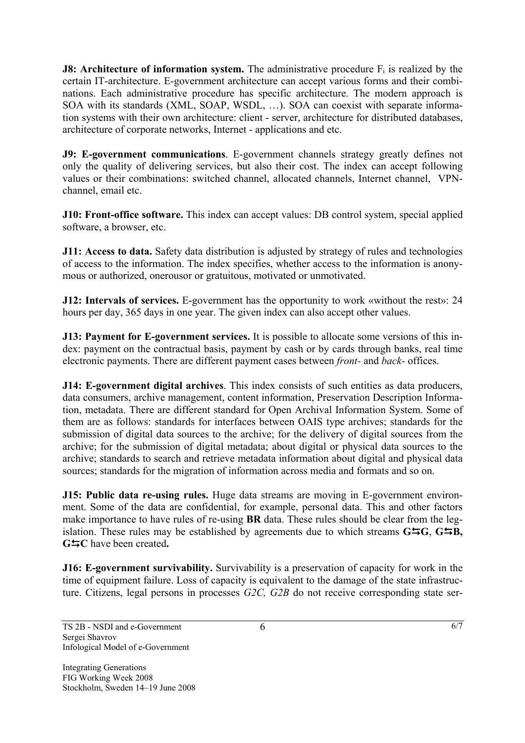**J8: Architecture of information system.** The administrative procedure $F_i$ is realized by the certain IT-architecture. E-government architecture can accept various forms and their combinations. Each administrative procedure has specific architecture. The modern approach is SOA with its standards (XML, SOAP, WSDL, …). SOA can coexist with separate information systems with their own architecture: client - server, architecture for distributed databases, architecture of corporate networks, Internet - applications and etc.

**J9: E-government communications**. E-government channels strategy greatly defines not only the quality of delivering services, but also their cost. The index can accept following values or their combinations: switched channel, allocated channels, Internet channel, VPN-channel, email etc.

**J10: Front-office software.** This index can accept values: DB control system, special applied software, a browser, etc.

**J11: Access to data.** Safety data distribution is adjusted by strategy of rules and technologies of access to the information. The index specifies, whether access to the information is anonymous or authorized, onerousor or gratuitous, motivated or unmotivated.

**J12: Intervals of services.** E-government has the opportunity to work «without the rest»: 24 hours per day, 365 days in one year. The given index can also accept other values.

**J13: Payment for E-government services.** It is possible to allocate some versions of this index: payment on the contractual basis, payment by cash or by cards through banks, real time electronic payments. There are different payment cases between *front-* and *back-* offices.

**J14: E-government digital archives**. This index consists of such entities as data producers, data consumers, archive management, content information, Preservation Description Information, metadata. There are different standard for Open Archival Information System. Some of them are as follows: standards for interfaces between OAIS type archives; standards for the submission of digital data sources to the archive; for the delivery of digital sources from the archive; for the submission of digital metadata; about digital or physical data sources to the archive; standards to search and retrieve metadata information about digital and physical data sources; standards for the migration of information across media and formats and so on.

**J15: Public data re-using rules.** Huge data streams are moving in E-government environment. Some of the data are confidential, for example, personal data. This and other factors make importance to have rules of re-using **BR** data. These rules should be clear from the legislation. These rules may be established by agreements due to which streams **G⇆G**, **G⇆B, G⇆C** have been created**.**

**J16: E-government survivability.** Survivability is a preservation of capacity for work in the time of equipment failure. Loss of capacity is equivalent to the damage of the state infrastructure. Citizens, legal persons in processes *G2C, G2B* do not receive corresponding state ser-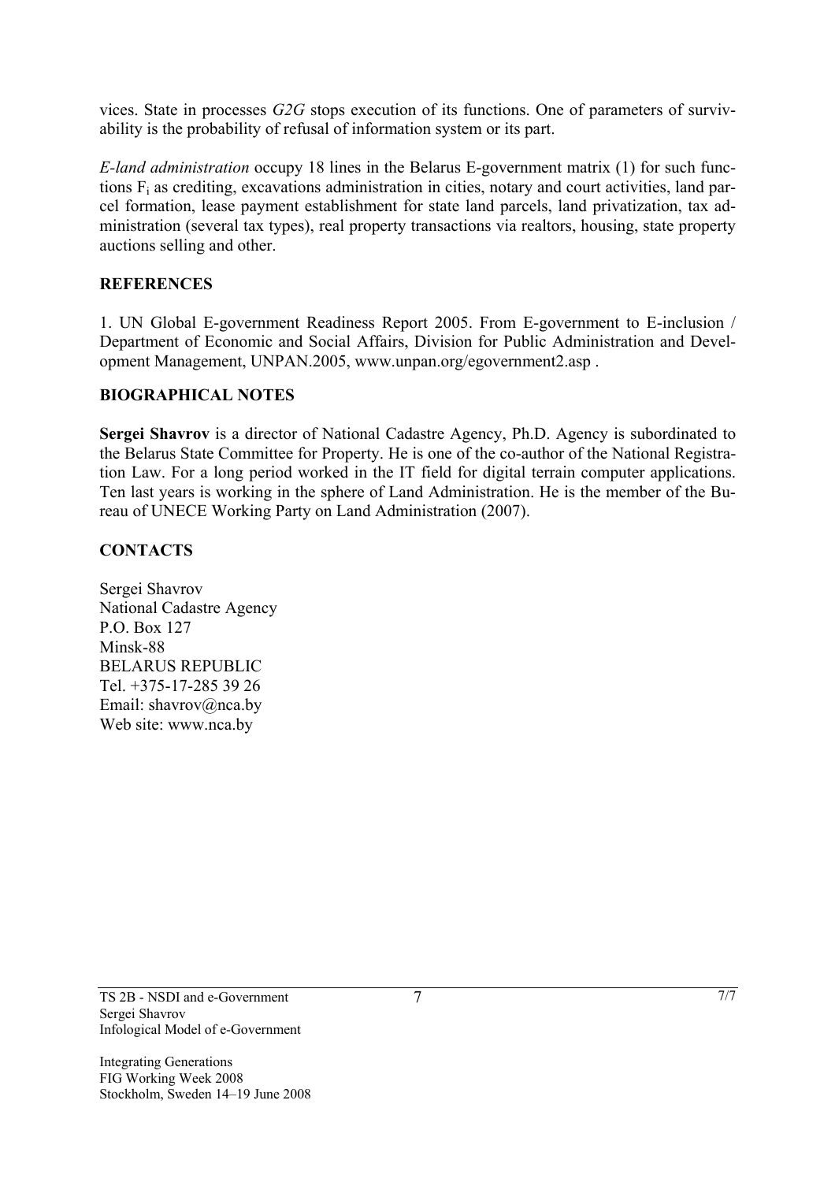vices. State in processes *G2G* stops execution of its functions. One of parameters of survivability is the probability of refusal of information system or its part.

*E-land administration* occupy 18 lines in the Belarus E-government matrix (1) for such functions $F_i$ as crediting, excavations administration in cities, notary and court activities, land parcel formation, lease payment establishment for state land parcels, land privatization, tax administration (several tax types), real property transactions via realtors, housing, state property auctions selling and other.

## REFERENCES

1. UN Global E-government Readiness Report 2005. From E-government to E-inclusion / Department of Economic and Social Affairs, Division for Public Administration and Development Management, UNPAN.2005, www.unpan.org/egovernment2.asp .

## BIOGRAPHICAL NOTES

**Sergei Shavrov** is a director of National Cadastre Agency, Ph.D. Agency is subordinated to the Belarus State Committee for Property. He is one of the co-author of the National Registration Law. For a long period worked in the IT field for digital terrain computer applications. Ten last years is working in the sphere of Land Administration. He is the member of the Bureau of UNECE Working Party on Land Administration (2007).

## CONTACTS

Sergei Shavrov
National Cadastre Agency
P.O. Box 127
Minsk-88
BELARUS REPUBLIC
Tel. +375-17-285 39 26
Email: shavrov@nca.by
Web site: www.nca.by